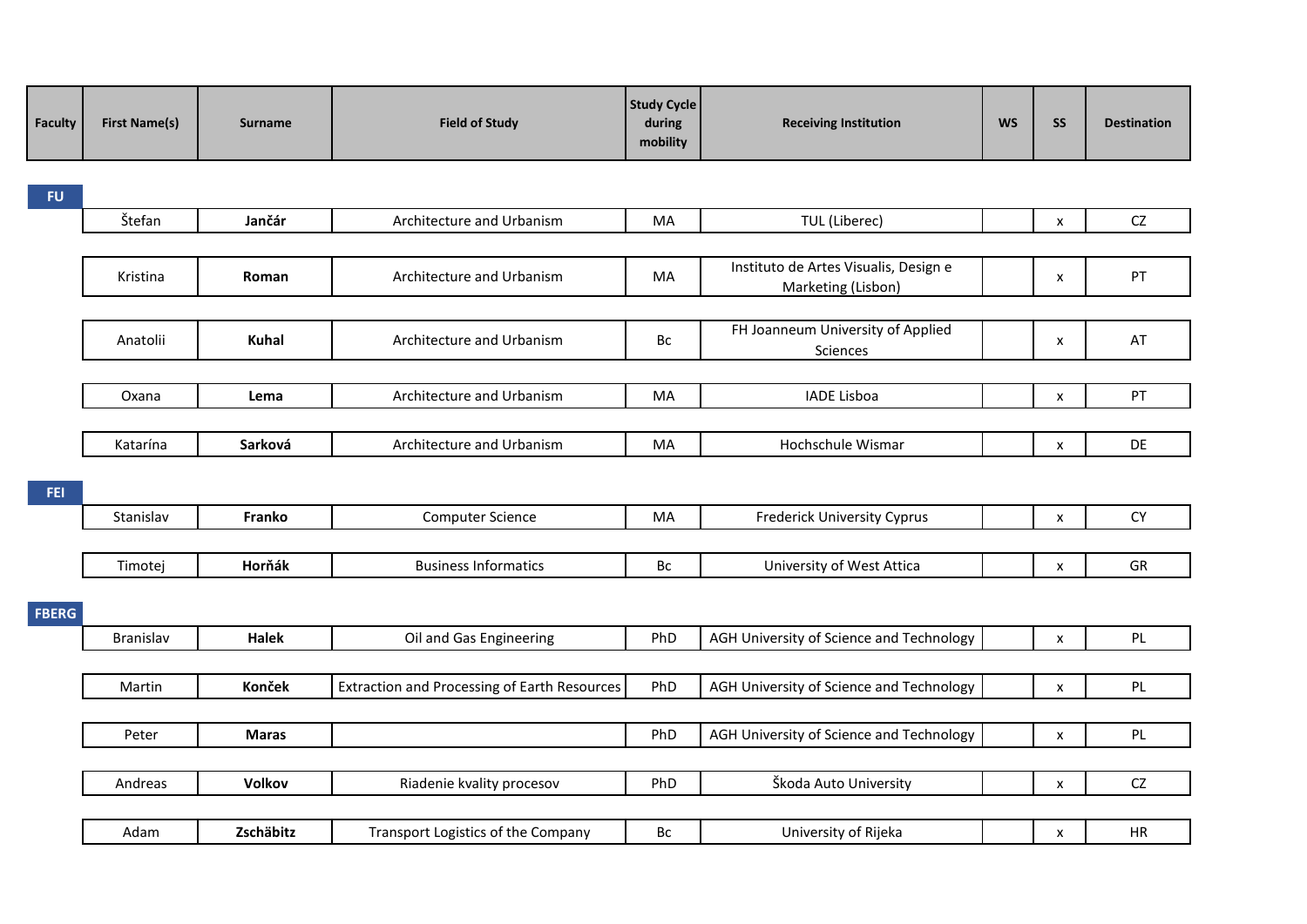| Faculty | First Name(s) | Surname | Field of Study | Study Cycle during mobility | Receiving Institution | WS | SS | Destination |
|---|---|---|---|---|---|---|---|---|
| **FU** | | | | | | | | |
| | Štefan | **Jančár** | Architecture and Urbanism | MA | TUL (Liberec) | | x | CZ |
| | Kristina | **Roman** | Architecture and Urbanism | MA | Instituto de Artes Visualis, Design e Marketing (Lisbon) | | x | PT |
| | Anatolii | **Kuhal** | Architecture and Urbanism | Bc | FH Joanneum University of Applied Sciences | | x | AT |
| | Oxana | **Lema** | Architecture and Urbanism | MA | IADE Lisboa | | x | PT |
| | Katarína | **Sarková** | Architecture and Urbanism | MA | Hochschule Wismar | | x | DE |
| **FEI** | | | | | | | | |
| | Stanislav | **Franko** | Computer Science | MA | Frederick University Cyprus | | x | CY |
| | Timotej | **Horňák** | Business Informatics | Bc | University of West Attica | | x | GR |
| **FBERG** | | | | | | | | |
| | Branislav | **Halek** | Oil and Gas Engineering | PhD | AGH University of Science and Technology | | x | PL |
| | Martin | **Konček** | Extraction and Processing of Earth Resources | PhD | AGH University of Science and Technology | | x | PL |
| | Peter | **Maras** | | PhD | AGH University of Science and Technology | | x | PL |
| | Andreas | **Volkov** | Riadenie kvality procesov | PhD | Škoda Auto University | | x | CZ |
| | Adam | **Zschäbitz** | Transport Logistics of the Company | Bc | University of Rijeka | | x | HR |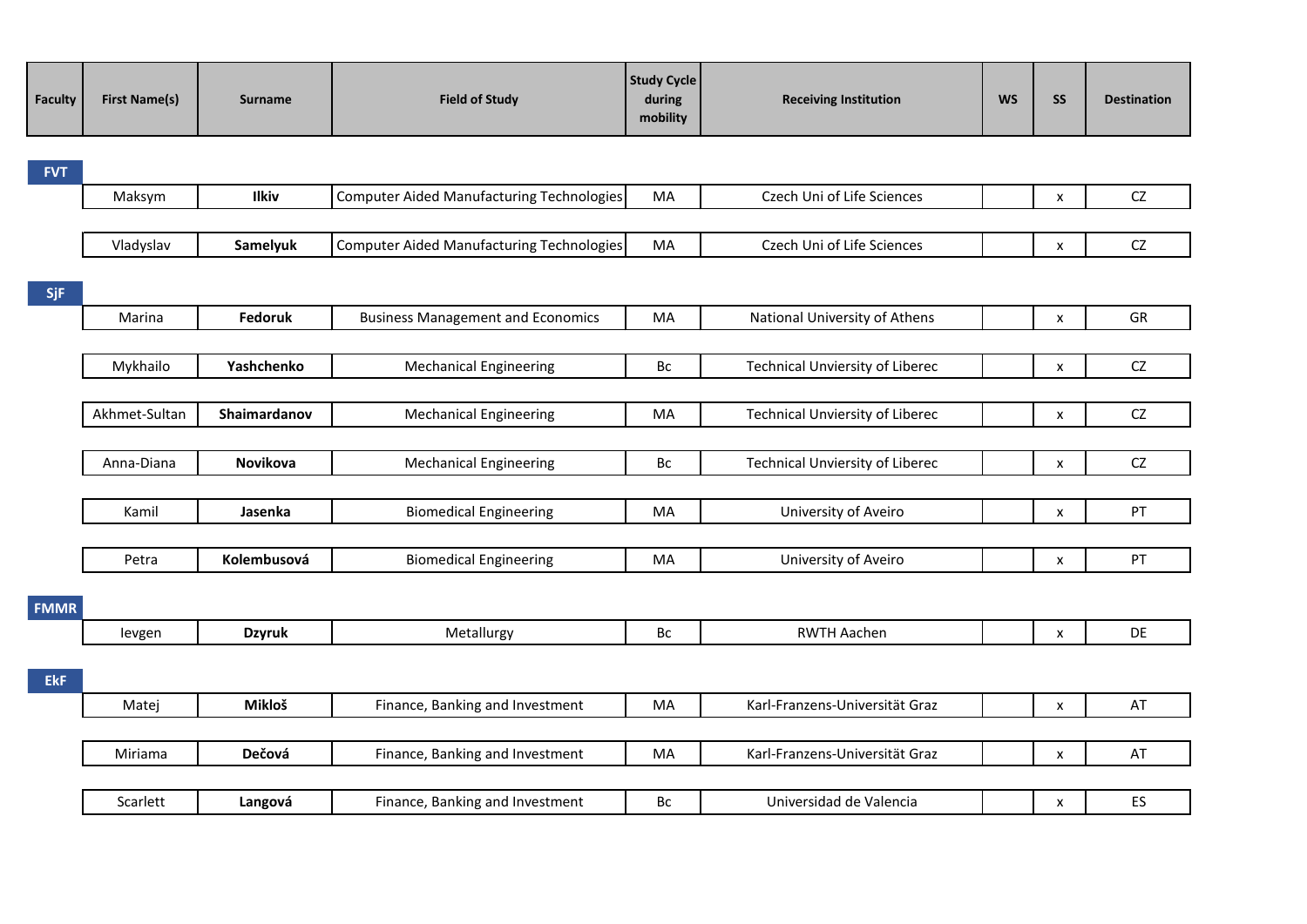| Faculty | First Name(s) | Surname | Field of Study | Study Cycle during mobility | Receiving Institution | WS | SS | Destination |
|---|---|---|---|---|---|---|---|---|
| FVT | | | | | | | | |
| | Maksym | **Ilkiv** | Computer Aided Manufacturing Technologies | MA | Czech Uni of Life Sciences | | x | CZ |
| | Vladyslav | **Samelyuk** | Computer Aided Manufacturing Technologies | MA | Czech Uni of Life Sciences | | x | CZ |
| SjF | | | | | | | | |
| | Marina | **Fedoruk** | Business Management and Economics | MA | National University of Athens | | x | GR |
| | Mykhailo | **Yashchenko** | Mechanical Engineering | Bc | Technical Unviersity of Liberec | | x | CZ |
| | Akhmet-Sultan | **Shaimardanov** | Mechanical Engineering | MA | Technical Unviersity of Liberec | | x | CZ |
| | Anna-Diana | **Novikova** | Mechanical Engineering | Bc | Technical Unviersity of Liberec | | x | CZ |
| | Kamil | **Jasenka** | Biomedical Engineering | MA | University of Aveiro | | x | PT |
| | Petra | **Kolembusová** | Biomedical Engineering | MA | University of Aveiro | | x | PT |
| FMMR | | | | | | | | |
| | Ievgen | **Dzyruk** | Metallurgy | Bc | RWTH Aachen | | x | DE |
| EkF | | | | | | | | |
| | Matej | **Mikloš** | Finance, Banking and Investment | MA | Karl-Franzens-Universität Graz | | x | AT |
| | Miriama | **Dečová** | Finance, Banking and Investment | MA | Karl-Franzens-Universität Graz | | x | AT |
| | Scarlett | **Langová** | Finance, Banking and Investment | Bc | Universidad de Valencia | | x | ES |